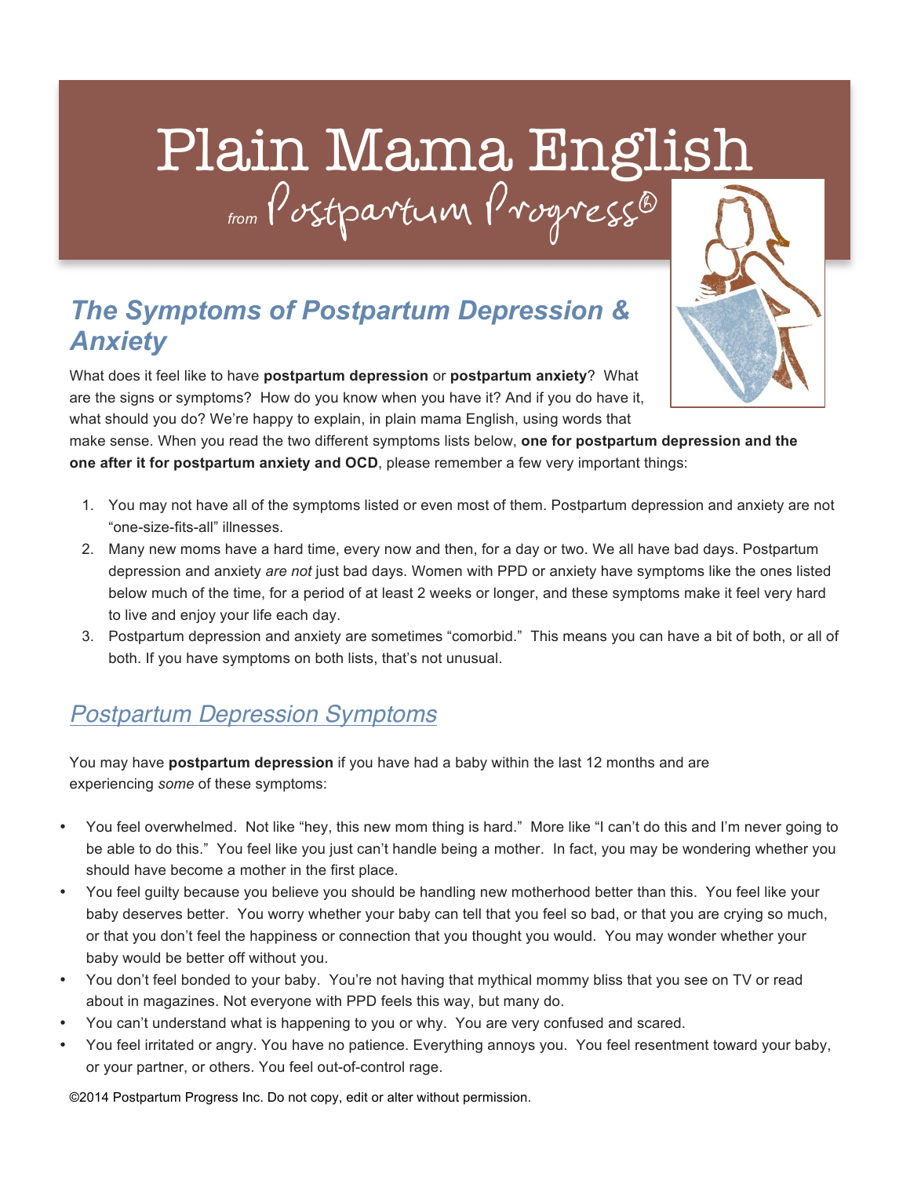# Plain Mama English

from Postpartum Progress®

## *The Symptoms of Postpartum Depression & Anxiety*

What does it feel like to have **postpartum depression** or **postpartum anxiety**? What are the signs or symptoms? How do you know when you have it? And if you do have it, what should you do? We're happy to explain, in plain mama English, using words that make sense. When you read the two different symptoms lists below, **one for postpartum depression and the one after it for postpartum anxiety and OCD**, please remember a few very important things:

1. You may not have all of the symptoms listed or even most of them. Postpartum depression and anxiety are not "one-size-fits-all" illnesses.
2. Many new moms have a hard time, every now and then, for a day or two. We all have bad days. Postpartum depression and anxiety *are not* just bad days. Women with PPD or anxiety have symptoms like the ones listed below much of the time, for a period of at least 2 weeks or longer, and these symptoms make it feel very hard to live and enjoy your life each day.
3. Postpartum depression and anxiety are sometimes "comorbid." This means you can have a bit of both, or all of both. If you have symptoms on both lists, that's not unusual.

## *Postpartum Depression Symptoms*

You may have **postpartum depression** if you have had a baby within the last 12 months and are experiencing *some* of these symptoms:

- You feel overwhelmed. Not like "hey, this new mom thing is hard." More like "I can't do this and I'm never going to be able to do this." You feel like you just can't handle being a mother. In fact, you may be wondering whether you should have become a mother in the first place.
- You feel guilty because you believe you should be handling new motherhood better than this. You feel like your baby deserves better. You worry whether your baby can tell that you feel so bad, or that you are crying so much, or that you don't feel the happiness or connection that you thought you would. You may wonder whether your baby would be better off without you.
- You don't feel bonded to your baby. You're not having that mythical mommy bliss that you see on TV or read about in magazines. Not everyone with PPD feels this way, but many do.
- You can't understand what is happening to you or why. You are very confused and scared.
- You feel irritated or angry. You have no patience. Everything annoys you. You feel resentment toward your baby, or your partner, or others. You feel out-of-control rage.

©2014 Postpartum Progress Inc. Do not copy, edit or alter without permission.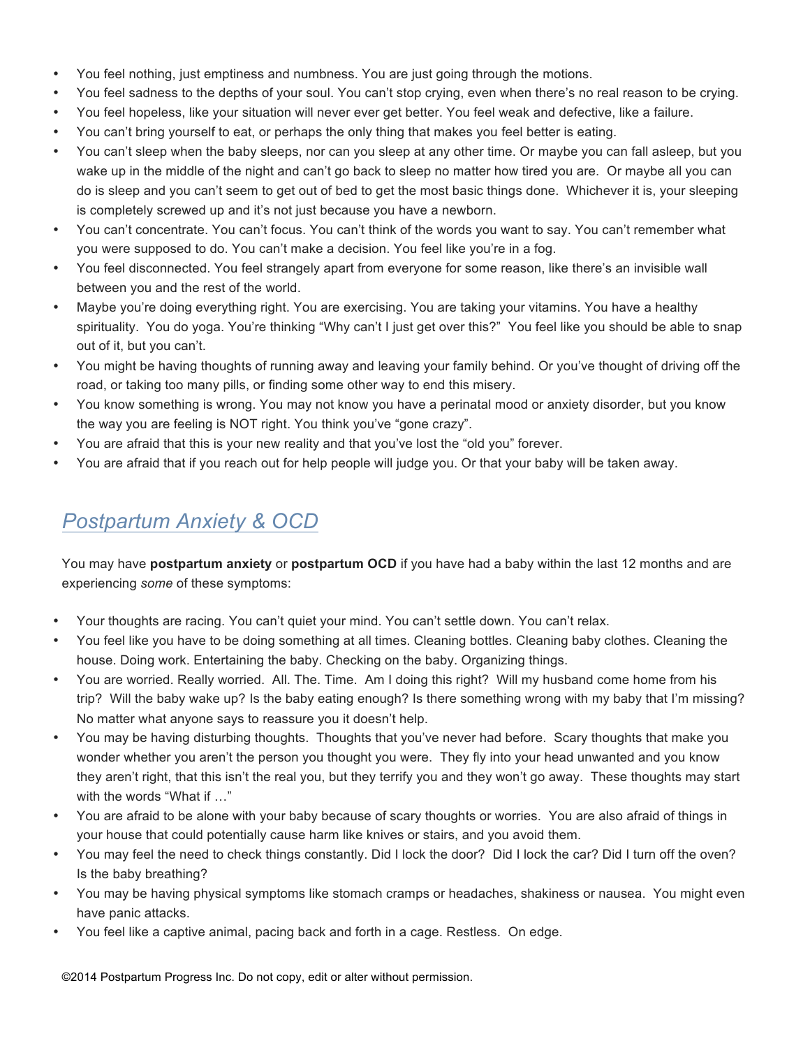- You feel nothing, just emptiness and numbness. You are just going through the motions.
- You feel sadness to the depths of your soul. You can't stop crying, even when there's no real reason to be crying.
- You feel hopeless, like your situation will never ever get better. You feel weak and defective, like a failure.
- You can't bring yourself to eat, or perhaps the only thing that makes you feel better is eating.
- You can't sleep when the baby sleeps, nor can you sleep at any other time. Or maybe you can fall asleep, but you wake up in the middle of the night and can't go back to sleep no matter how tired you are. Or maybe all you can do is sleep and you can't seem to get out of bed to get the most basic things done. Whichever it is, your sleeping is completely screwed up and it's not just because you have a newborn.
- You can't concentrate. You can't focus. You can't think of the words you want to say. You can't remember what you were supposed to do. You can't make a decision. You feel like you're in a fog.
- You feel disconnected. You feel strangely apart from everyone for some reason, like there's an invisible wall between you and the rest of the world.
- Maybe you're doing everything right. You are exercising. You are taking your vitamins. You have a healthy spirituality. You do yoga. You're thinking "Why can't I just get over this?" You feel like you should be able to snap out of it, but you can't.
- You might be having thoughts of running away and leaving your family behind. Or you've thought of driving off the road, or taking too many pills, or finding some other way to end this misery.
- You know something is wrong. You may not know you have a perinatal mood or anxiety disorder, but you know the way you are feeling is NOT right. You think you've "gone crazy".
- You are afraid that this is your new reality and that you've lost the "old you" forever.
- You are afraid that if you reach out for help people will judge you. Or that your baby will be taken away.

## *Postpartum Anxiety & OCD*

You may have **postpartum anxiety** or **postpartum OCD** if you have had a baby within the last 12 months and are experiencing *some* of these symptoms:

- Your thoughts are racing. You can't quiet your mind. You can't settle down. You can't relax.
- You feel like you have to be doing something at all times. Cleaning bottles. Cleaning baby clothes. Cleaning the house. Doing work. Entertaining the baby. Checking on the baby. Organizing things.
- You are worried. Really worried. All. The. Time. Am I doing this right? Will my husband come home from his trip? Will the baby wake up? Is the baby eating enough? Is there something wrong with my baby that I'm missing? No matter what anyone says to reassure you it doesn't help.
- You may be having disturbing thoughts. Thoughts that you've never had before. Scary thoughts that make you wonder whether you aren't the person you thought you were. They fly into your head unwanted and you know they aren't right, that this isn't the real you, but they terrify you and they won't go away. These thoughts may start with the words "What if …"
- You are afraid to be alone with your baby because of scary thoughts or worries. You are also afraid of things in your house that could potentially cause harm like knives or stairs, and you avoid them.
- You may feel the need to check things constantly. Did I lock the door? Did I lock the car? Did I turn off the oven? Is the baby breathing?
- You may be having physical symptoms like stomach cramps or headaches, shakiness or nausea. You might even have panic attacks.
- You feel like a captive animal, pacing back and forth in a cage. Restless. On edge.

©2014 Postpartum Progress Inc. Do not copy, edit or alter without permission.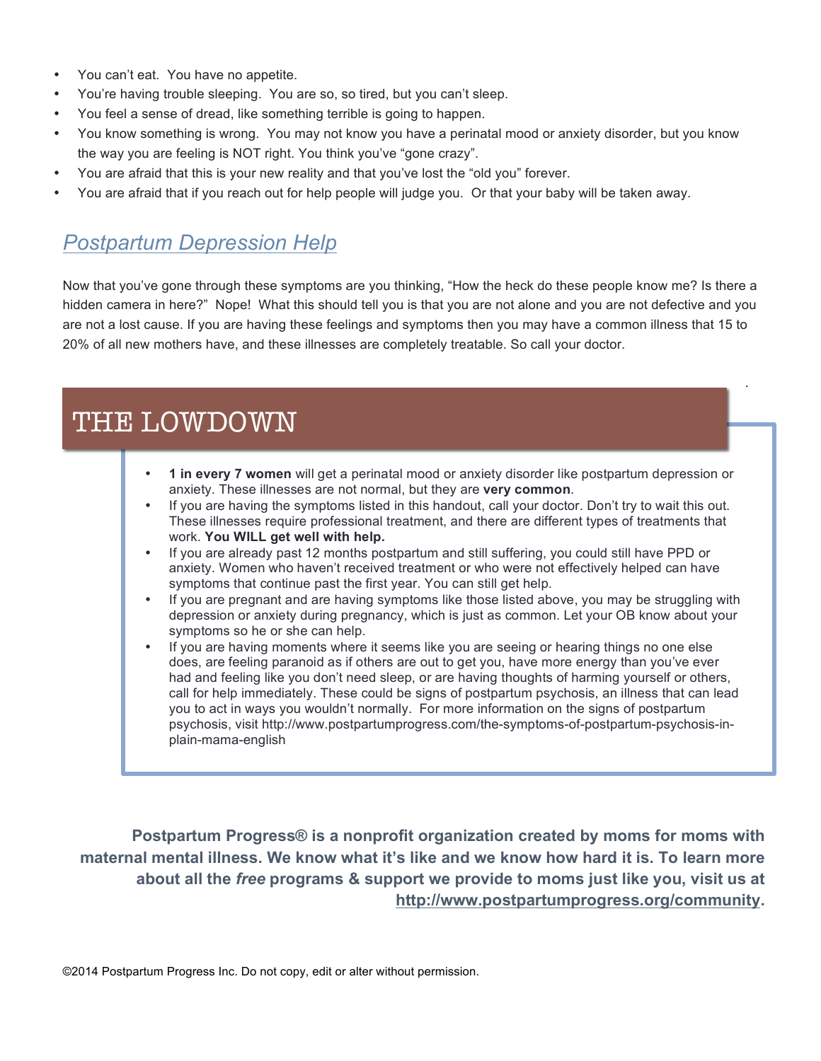- You can't eat. You have no appetite.
- You're having trouble sleeping. You are so, so tired, but you can't sleep.
- You feel a sense of dread, like something terrible is going to happen.
- You know something is wrong. You may not know you have a perinatal mood or anxiety disorder, but you know the way you are feeling is NOT right. You think you've "gone crazy".
- You are afraid that this is your new reality and that you've lost the "old you" forever.
- You are afraid that if you reach out for help people will judge you. Or that your baby will be taken away.

## *Postpartum Depression Help*

Now that you've gone through these symptoms are you thinking, "How the heck do these people know me? Is there a hidden camera in here?" Nope! What this should tell you is that you are not alone and you are not defective and you are not a lost cause. If you are having these feelings and symptoms then you may have a common illness that 15 to 20% of all new mothers have, and these illnesses are completely treatable. So call your doctor.

## THE LOWDOWN

- **1 in every 7 women** will get a perinatal mood or anxiety disorder like postpartum depression or anxiety. These illnesses are not normal, but they are **very common**.
- If you are having the symptoms listed in this handout, call your doctor. Don't try to wait this out. These illnesses require professional treatment, and there are different types of treatments that work. **You WILL get well with help.**
- If you are already past 12 months postpartum and still suffering, you could still have PPD or anxiety. Women who haven't received treatment or who were not effectively helped can have symptoms that continue past the first year. You can still get help.
- If you are pregnant and are having symptoms like those listed above, you may be struggling with depression or anxiety during pregnancy, which is just as common. Let your OB know about your symptoms so he or she can help.
- If you are having moments where it seems like you are seeing or hearing things no one else does, are feeling paranoid as if others are out to get you, have more energy than you've ever had and feeling like you don't need sleep, or are having thoughts of harming yourself or others, call for help immediately. These could be signs of postpartum psychosis, an illness that can lead you to act in ways you wouldn't normally. For more information on the signs of postpartum psychosis, visit http://www.postpartumprogress.com/the-symptoms-of-postpartum-psychosis-in-plain-mama-english

**Postpartum Progress® is a nonprofit organization created by moms for moms with maternal mental illness. We know what it's like and we know how hard it is. To learn more about all the *free* programs & support we provide to moms just like you, visit us at http://www.postpartumprogress.org/community.**

©2014 Postpartum Progress Inc. Do not copy, edit or alter without permission.